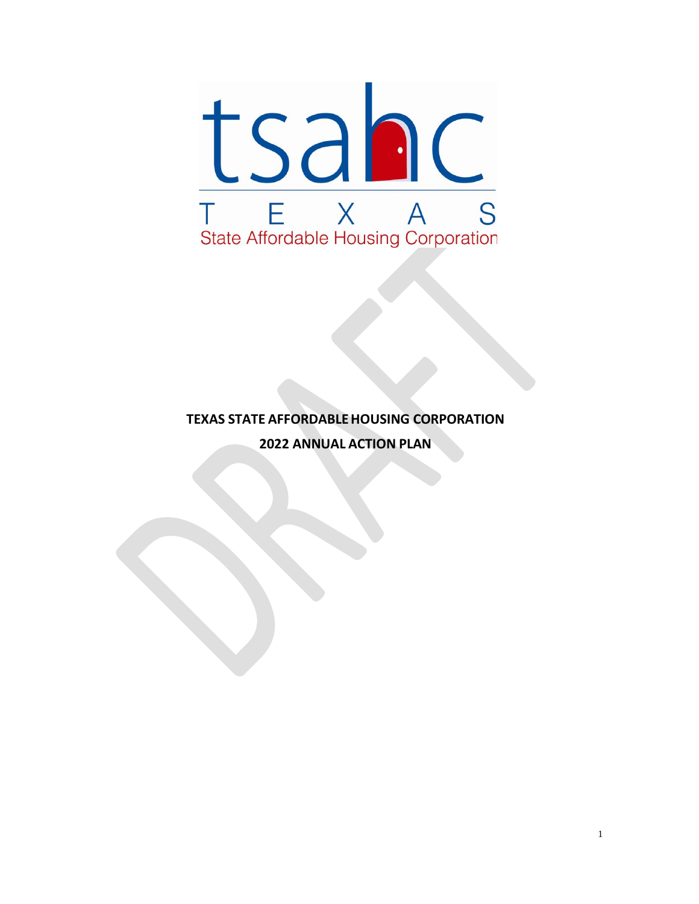tsahc

TEXAS

State Affordable Housing Corporation

DRAFT

**TEXAS STATE AFFORDABLE HOUSING CORPORATION**

**2022 ANNUAL ACTION PLAN**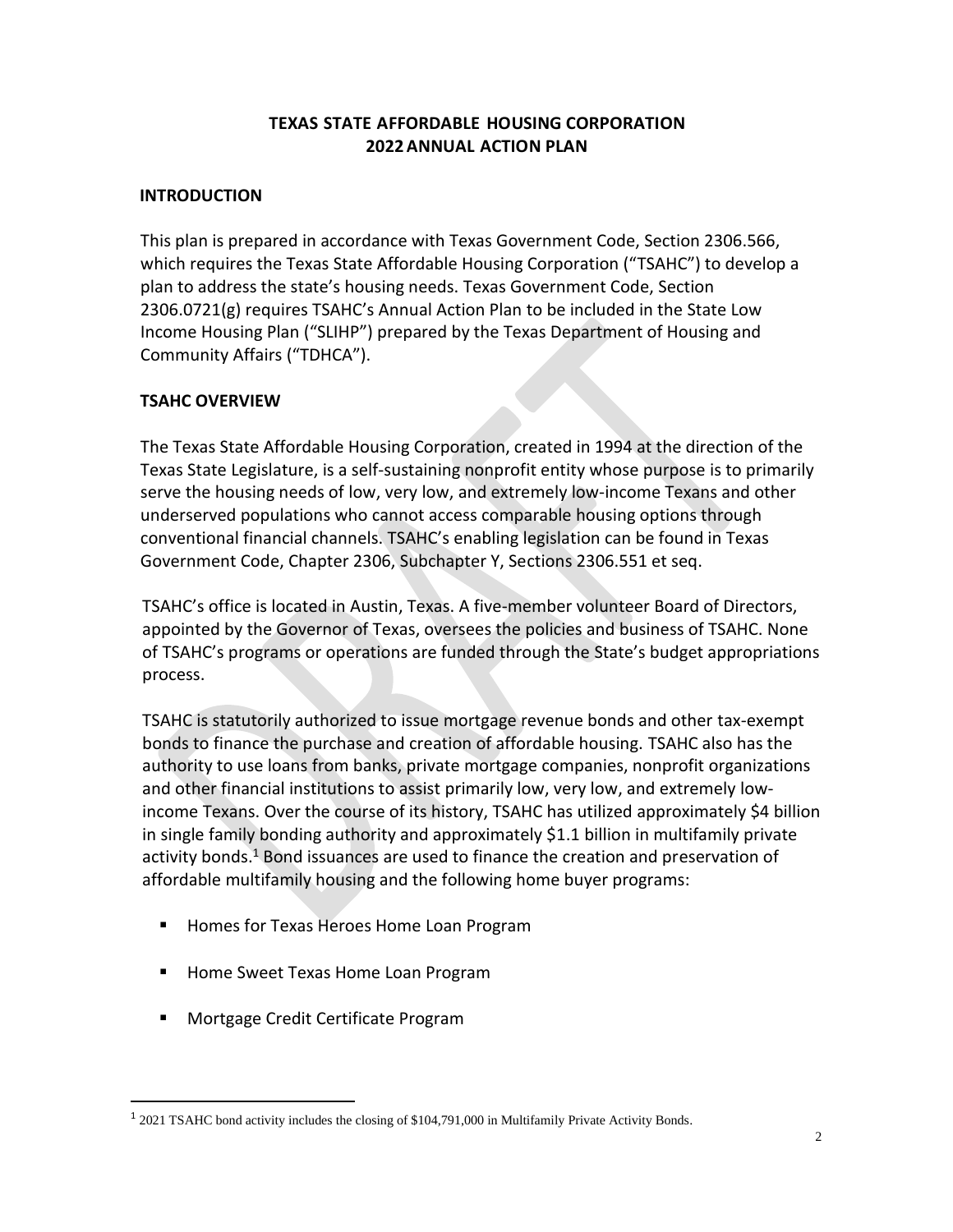# TEXAS STATE AFFORDABLE HOUSING CORPORATION
# 2022 ANNUAL ACTION PLAN

## INTRODUCTION

This plan is prepared in accordance with Texas Government Code, Section 2306.566, which requires the Texas State Affordable Housing Corporation ("TSAHC") to develop a plan to address the state's housing needs. Texas Government Code, Section 2306.0721(g) requires TSAHC's Annual Action Plan to be included in the State Low Income Housing Plan ("SLIHP") prepared by the Texas Department of Housing and Community Affairs ("TDHCA").

## TSAHC OVERVIEW

The Texas State Affordable Housing Corporation, created in 1994 at the direction of the Texas State Legislature, is a self-sustaining nonprofit entity whose purpose is to primarily serve the housing needs of low, very low, and extremely low-income Texans and other underserved populations who cannot access comparable housing options through conventional financial channels. TSAHC's enabling legislation can be found in Texas Government Code, Chapter 2306, Subchapter Y, Sections 2306.551 et seq.

TSAHC's office is located in Austin, Texas. A five-member volunteer Board of Directors, appointed by the Governor of Texas, oversees the policies and business of TSAHC. None of TSAHC's programs or operations are funded through the State's budget appropriations process.

TSAHC is statutorily authorized to issue mortgage revenue bonds and other tax-exempt bonds to finance the purchase and creation of affordable housing. TSAHC also has the authority to use loans from banks, private mortgage companies, nonprofit organizations and other financial institutions to assist primarily low, very low, and extremely low-income Texans. Over the course of its history, TSAHC has utilized approximately $4 billion in single family bonding authority and approximately $1.1 billion in multifamily private activity bonds.[1] Bond issuances are used to finance the creation and preservation of affordable multifamily housing and the following home buyer programs:

- Homes for Texas Heroes Home Loan Program
- Home Sweet Texas Home Loan Program
- Mortgage Credit Certificate Program

[1] 2021 TSAHC bond activity includes the closing of $104,791,000 in Multifamily Private Activity Bonds.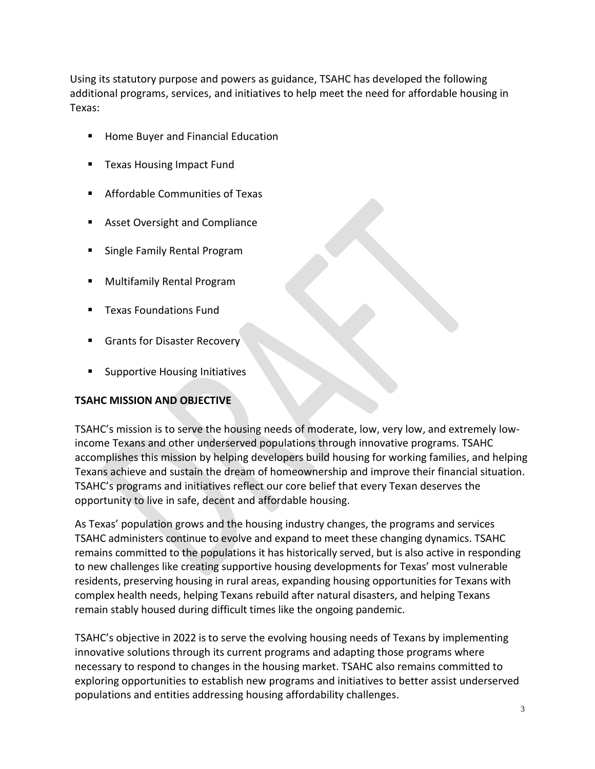Using its statutory purpose and powers as guidance, TSAHC has developed the following additional programs, services, and initiatives to help meet the need for affordable housing in Texas:

- Home Buyer and Financial Education
- Texas Housing Impact Fund
- Affordable Communities of Texas
- Asset Oversight and Compliance
- Single Family Rental Program
- Multifamily Rental Program
- Texas Foundations Fund
- Grants for Disaster Recovery
- Supportive Housing Initiatives

**TSAHC MISSION AND OBJECTIVE**

TSAHC's mission is to serve the housing needs of moderate, low, very low, and extremely low-income Texans and other underserved populations through innovative programs. TSAHC accomplishes this mission by helping developers build housing for working families, and helping Texans achieve and sustain the dream of homeownership and improve their financial situation. TSAHC's programs and initiatives reflect our core belief that every Texan deserves the opportunity to live in safe, decent and affordable housing.

As Texas' population grows and the housing industry changes, the programs and services TSAHC administers continue to evolve and expand to meet these changing dynamics. TSAHC remains committed to the populations it has historically served, but is also active in responding to new challenges like creating supportive housing developments for Texas' most vulnerable residents, preserving housing in rural areas, expanding housing opportunities for Texans with complex health needs, helping Texans rebuild after natural disasters, and helping Texans remain stably housed during difficult times like the ongoing pandemic.

TSAHC's objective in 2022 is to serve the evolving housing needs of Texans by implementing innovative solutions through its current programs and adapting those programs where necessary to respond to changes in the housing market. TSAHC also remains committed to exploring opportunities to establish new programs and initiatives to better assist underserved populations and entities addressing housing affordability challenges.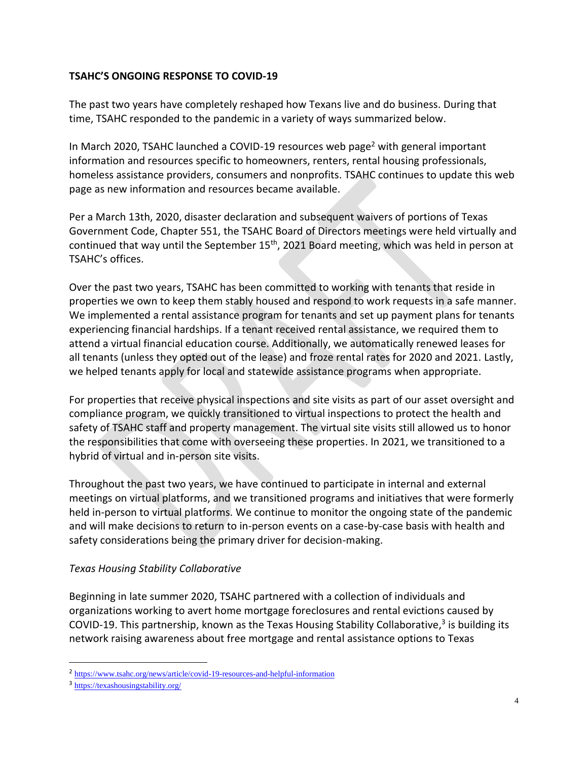**TSAHC'S ONGOING RESPONSE TO COVID-19**

The past two years have completely reshaped how Texans live and do business. During that time, TSAHC responded to the pandemic in a variety of ways summarized below.

In March 2020, TSAHC launched a COVID-19 resources web page[2] with general important information and resources specific to homeowners, renters, rental housing professionals, homeless assistance providers, consumers and nonprofits. TSAHC continues to update this web page as new information and resources became available.

Per a March 13th, 2020, disaster declaration and subsequent waivers of portions of Texas Government Code, Chapter 551, the TSAHC Board of Directors meetings were held virtually and continued that way until the September 15th, 2021 Board meeting, which was held in person at TSAHC's offices.

Over the past two years, TSAHC has been committed to working with tenants that reside in properties we own to keep them stably housed and respond to work requests in a safe manner. We implemented a rental assistance program for tenants and set up payment plans for tenants experiencing financial hardships. If a tenant received rental assistance, we required them to attend a virtual financial education course. Additionally, we automatically renewed leases for all tenants (unless they opted out of the lease) and froze rental rates for 2020 and 2021. Lastly, we helped tenants apply for local and statewide assistance programs when appropriate.

For properties that receive physical inspections and site visits as part of our asset oversight and compliance program, we quickly transitioned to virtual inspections to protect the health and safety of TSAHC staff and property management. The virtual site visits still allowed us to honor the responsibilities that come with overseeing these properties. In 2021, we transitioned to a hybrid of virtual and in-person site visits.

Throughout the past two years, we have continued to participate in internal and external meetings on virtual platforms, and we transitioned programs and initiatives that were formerly held in-person to virtual platforms. We continue to monitor the ongoing state of the pandemic and will make decisions to return to in-person events on a case-by-case basis with health and safety considerations being the primary driver for decision-making.

*Texas Housing Stability Collaborative*

Beginning in late summer 2020, TSAHC partnered with a collection of individuals and organizations working to avert home mortgage foreclosures and rental evictions caused by COVID-19. This partnership, known as the Texas Housing Stability Collaborative,[3] is building its network raising awareness about free mortgage and rental assistance options to Texas

---

[2] https://www.tsahc.org/news/article/covid-19-resources-and-helpful-information

[3] https://texashousingstability.org/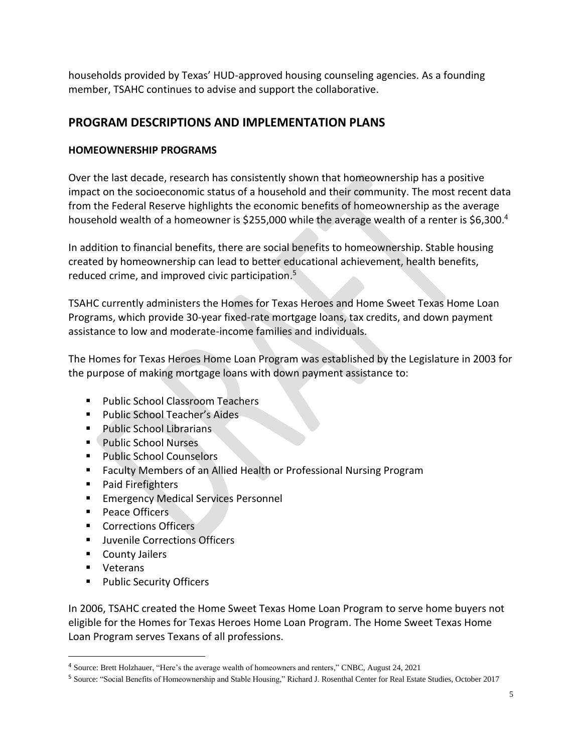households provided by Texas' HUD-approved housing counseling agencies. As a founding member, TSAHC continues to advise and support the collaborative.

## PROGRAM DESCRIPTIONS AND IMPLEMENTATION PLANS

### HOMEOWNERSHIP PROGRAMS

Over the last decade, research has consistently shown that homeownership has a positive impact on the socioeconomic status of a household and their community. The most recent data from the Federal Reserve highlights the economic benefits of homeownership as the average household wealth of a homeowner is $255,000 while the average wealth of a renter is $6,300.[4]

In addition to financial benefits, there are social benefits to homeownership. Stable housing created by homeownership can lead to better educational achievement, health benefits, reduced crime, and improved civic participation.[5]

TSAHC currently administers the Homes for Texas Heroes and Home Sweet Texas Home Loan Programs, which provide 30-year fixed-rate mortgage loans, tax credits, and down payment assistance to low and moderate-income families and individuals.

The Homes for Texas Heroes Home Loan Program was established by the Legislature in 2003 for the purpose of making mortgage loans with down payment assistance to:

- Public School Classroom Teachers
- Public School Teacher's Aides
- Public School Librarians
- Public School Nurses
- Public School Counselors
- Faculty Members of an Allied Health or Professional Nursing Program
- Paid Firefighters
- Emergency Medical Services Personnel
- Peace Officers
- Corrections Officers
- Juvenile Corrections Officers
- County Jailers
- Veterans
- Public Security Officers

In 2006, TSAHC created the Home Sweet Texas Home Loan Program to serve home buyers not eligible for the Homes for Texas Heroes Home Loan Program. The Home Sweet Texas Home Loan Program serves Texans of all professions.

---

[4] Source: Brett Holzhauer, "Here's the average wealth of homeowners and renters," CNBC, August 24, 2021

[5] Source: "Social Benefits of Homeownership and Stable Housing," Richard J. Rosenthal Center for Real Estate Studies, October 2017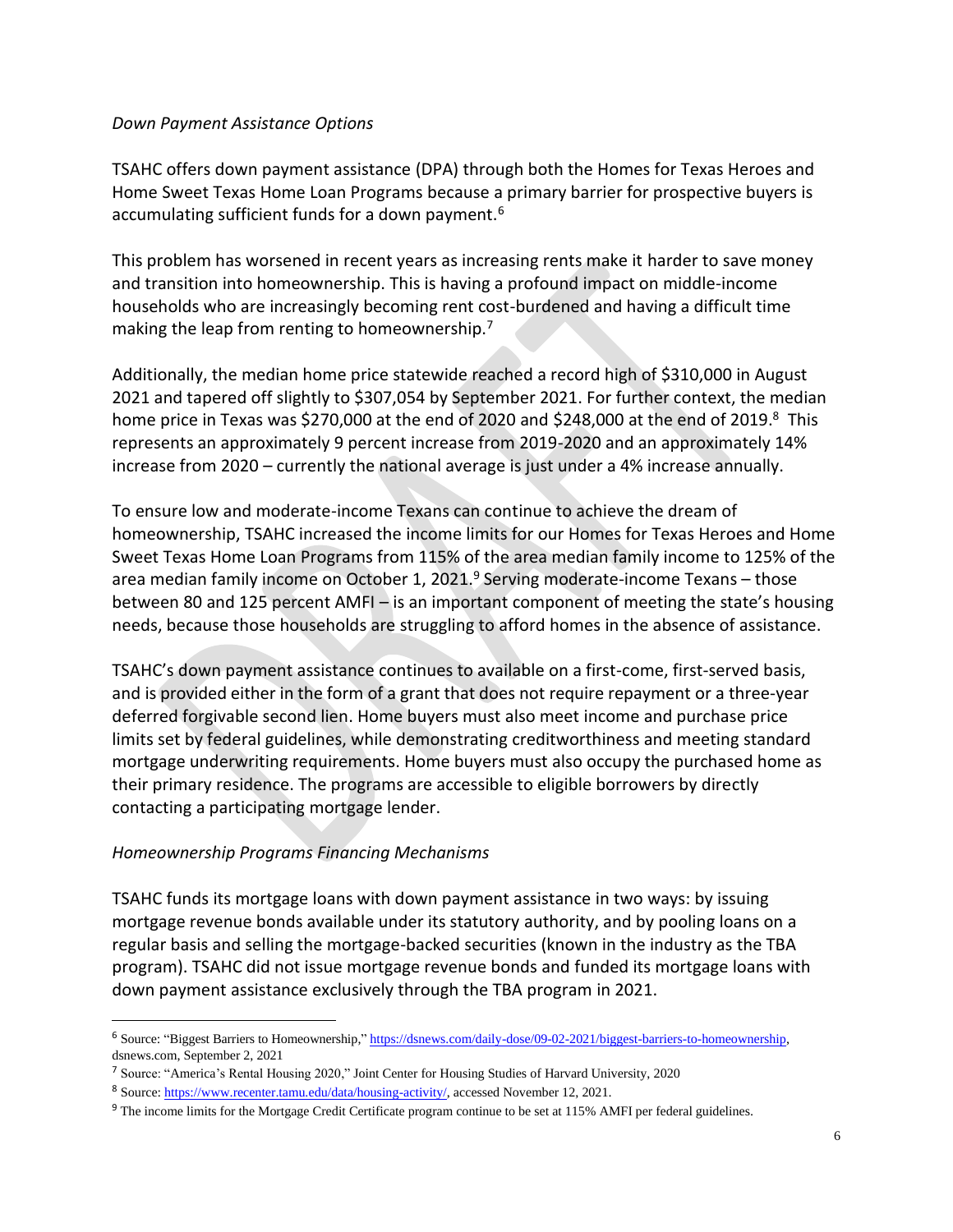*Down Payment Assistance Options*

TSAHC offers down payment assistance (DPA) through both the Homes for Texas Heroes and Home Sweet Texas Home Loan Programs because a primary barrier for prospective buyers is accumulating sufficient funds for a down payment.[6]

This problem has worsened in recent years as increasing rents make it harder to save money and transition into homeownership. This is having a profound impact on middle-income households who are increasingly becoming rent cost-burdened and having a difficult time making the leap from renting to homeownership.[7]

Additionally, the median home price statewide reached a record high of $310,000 in August 2021 and tapered off slightly to $307,054 by September 2021. For further context, the median home price in Texas was $270,000 at the end of 2020 and $248,000 at the end of 2019.[8] This represents an approximately 9 percent increase from 2019-2020 and an approximately 14% increase from 2020 – currently the national average is just under a 4% increase annually.

To ensure low and moderate-income Texans can continue to achieve the dream of homeownership, TSAHC increased the income limits for our Homes for Texas Heroes and Home Sweet Texas Home Loan Programs from 115% of the area median family income to 125% of the area median family income on October 1, 2021.[9] Serving moderate-income Texans – those between 80 and 125 percent AMFI – is an important component of meeting the state's housing needs, because those households are struggling to afford homes in the absence of assistance.

TSAHC's down payment assistance continues to available on a first-come, first-served basis, and is provided either in the form of a grant that does not require repayment or a three-year deferred forgivable second lien. Home buyers must also meet income and purchase price limits set by federal guidelines, while demonstrating creditworthiness and meeting standard mortgage underwriting requirements. Home buyers must also occupy the purchased home as their primary residence. The programs are accessible to eligible borrowers by directly contacting a participating mortgage lender.

*Homeownership Programs Financing Mechanisms*

TSAHC funds its mortgage loans with down payment assistance in two ways: by issuing mortgage revenue bonds available under its statutory authority, and by pooling loans on a regular basis and selling the mortgage-backed securities (known in the industry as the TBA program). TSAHC did not issue mortgage revenue bonds and funded its mortgage loans with down payment assistance exclusively through the TBA program in 2021.

---

[6] Source: "Biggest Barriers to Homeownership," https://dsnews.com/daily-dose/09-02-2021/biggest-barriers-to-homeownership, dsnews.com, September 2, 2021

[7] Source: "America's Rental Housing 2020," Joint Center for Housing Studies of Harvard University, 2020

[8] Source: https://www.recenter.tamu.edu/data/housing-activity/, accessed November 12, 2021.

[9] The income limits for the Mortgage Credit Certificate program continue to be set at 115% AMFI per federal guidelines.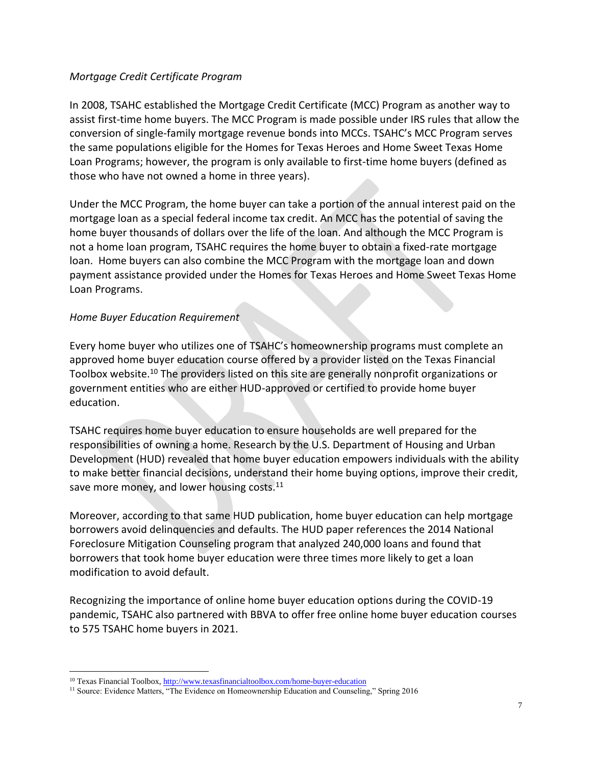*Mortgage Credit Certificate Program*

In 2008, TSAHC established the Mortgage Credit Certificate (MCC) Program as another way to assist first-time home buyers. The MCC Program is made possible under IRS rules that allow the conversion of single-family mortgage revenue bonds into MCCs. TSAHC's MCC Program serves the same populations eligible for the Homes for Texas Heroes and Home Sweet Texas Home Loan Programs; however, the program is only available to first-time home buyers (defined as those who have not owned a home in three years).

Under the MCC Program, the home buyer can take a portion of the annual interest paid on the mortgage loan as a special federal income tax credit. An MCC has the potential of saving the home buyer thousands of dollars over the life of the loan. And although the MCC Program is not a home loan program, TSAHC requires the home buyer to obtain a fixed-rate mortgage loan. Home buyers can also combine the MCC Program with the mortgage loan and down payment assistance provided under the Homes for Texas Heroes and Home Sweet Texas Home Loan Programs.

*Home Buyer Education Requirement*

Every home buyer who utilizes one of TSAHC's homeownership programs must complete an approved home buyer education course offered by a provider listed on the Texas Financial Toolbox website.[10] The providers listed on this site are generally nonprofit organizations or government entities who are either HUD-approved or certified to provide home buyer education.

TSAHC requires home buyer education to ensure households are well prepared for the responsibilities of owning a home. Research by the U.S. Department of Housing and Urban Development (HUD) revealed that home buyer education empowers individuals with the ability to make better financial decisions, understand their home buying options, improve their credit, save more money, and lower housing costs.[11]

Moreover, according to that same HUD publication, home buyer education can help mortgage borrowers avoid delinquencies and defaults. The HUD paper references the 2014 National Foreclosure Mitigation Counseling program that analyzed 240,000 loans and found that borrowers that took home buyer education were three times more likely to get a loan modification to avoid default.

Recognizing the importance of online home buyer education options during the COVID-19 pandemic, TSAHC also partnered with BBVA to offer free online home buyer education courses to 575 TSAHC home buyers in 2021.

---

[10] Texas Financial Toolbox, http://www.texasfinancialtoolbox.com/home-buyer-education

[11] Source: Evidence Matters, "The Evidence on Homeownership Education and Counseling," Spring 2016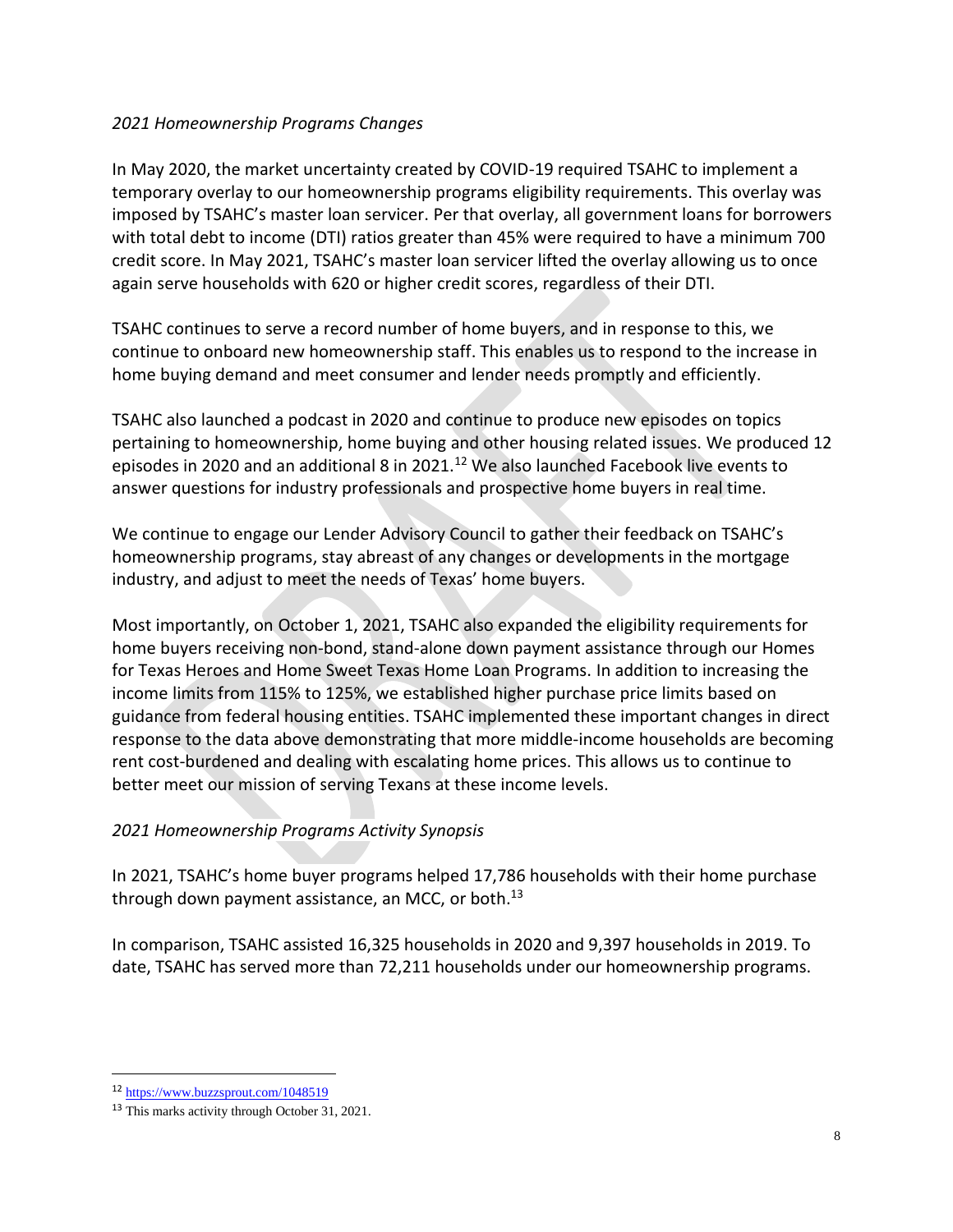*2021 Homeownership Programs Changes*

In May 2020, the market uncertainty created by COVID-19 required TSAHC to implement a temporary overlay to our homeownership programs eligibility requirements. This overlay was imposed by TSAHC's master loan servicer. Per that overlay, all government loans for borrowers with total debt to income (DTI) ratios greater than 45% were required to have a minimum 700 credit score. In May 2021, TSAHC's master loan servicer lifted the overlay allowing us to once again serve households with 620 or higher credit scores, regardless of their DTI.

TSAHC continues to serve a record number of home buyers, and in response to this, we continue to onboard new homeownership staff. This enables us to respond to the increase in home buying demand and meet consumer and lender needs promptly and efficiently.

TSAHC also launched a podcast in 2020 and continue to produce new episodes on topics pertaining to homeownership, home buying and other housing related issues. We produced 12 episodes in 2020 and an additional 8 in 2021.[12] We also launched Facebook live events to answer questions for industry professionals and prospective home buyers in real time.

We continue to engage our Lender Advisory Council to gather their feedback on TSAHC's homeownership programs, stay abreast of any changes or developments in the mortgage industry, and adjust to meet the needs of Texas' home buyers.

Most importantly, on October 1, 2021, TSAHC also expanded the eligibility requirements for home buyers receiving non-bond, stand-alone down payment assistance through our Homes for Texas Heroes and Home Sweet Texas Home Loan Programs. In addition to increasing the income limits from 115% to 125%, we established higher purchase price limits based on guidance from federal housing entities. TSAHC implemented these important changes in direct response to the data above demonstrating that more middle-income households are becoming rent cost-burdened and dealing with escalating home prices. This allows us to continue to better meet our mission of serving Texans at these income levels.

*2021 Homeownership Programs Activity Synopsis*

In 2021, TSAHC's home buyer programs helped 17,786 households with their home purchase through down payment assistance, an MCC, or both.[13]

In comparison, TSAHC assisted 16,325 households in 2020 and 9,397 households in 2019. To date, TSAHC has served more than 72,211 households under our homeownership programs.

---

[12] https://www.buzzsprout.com/1048519

[13] This marks activity through October 31, 2021.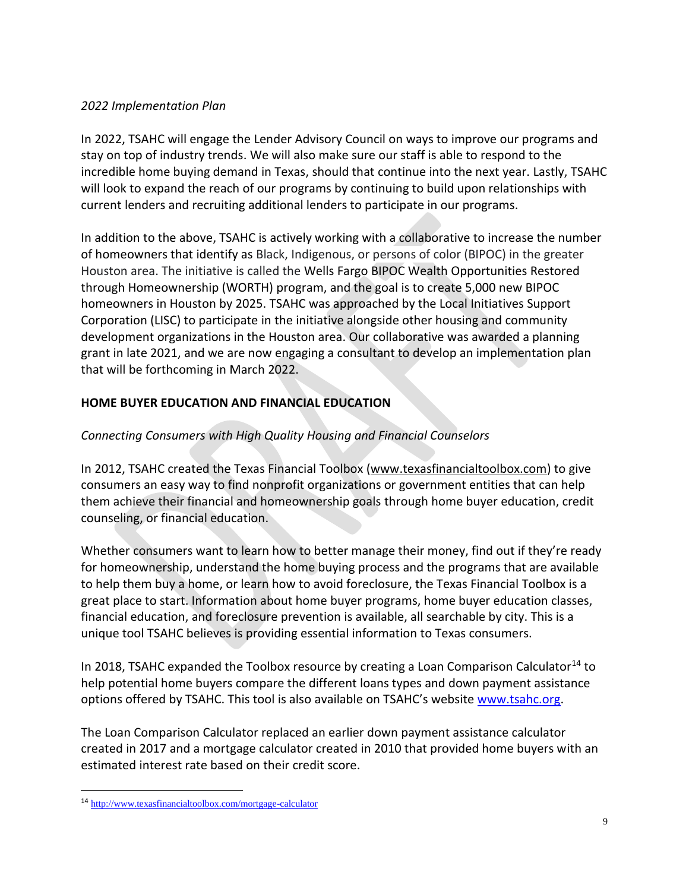*2022 Implementation Plan*

In 2022, TSAHC will engage the Lender Advisory Council on ways to improve our programs and stay on top of industry trends. We will also make sure our staff is able to respond to the incredible home buying demand in Texas, should that continue into the next year. Lastly, TSAHC will look to expand the reach of our programs by continuing to build upon relationships with current lenders and recruiting additional lenders to participate in our programs.

In addition to the above, TSAHC is actively working with a collaborative to increase the number of homeowners that identify as Black, Indigenous, or persons of color (BIPOC) in the greater Houston area. The initiative is called the Wells Fargo BIPOC Wealth Opportunities Restored through Homeownership (WORTH) program, and the goal is to create 5,000 new BIPOC homeowners in Houston by 2025. TSAHC was approached by the Local Initiatives Support Corporation (LISC) to participate in the initiative alongside other housing and community development organizations in the Houston area. Our collaborative was awarded a planning grant in late 2021, and we are now engaging a consultant to develop an implementation plan that will be forthcoming in March 2022.

**HOME BUYER EDUCATION AND FINANCIAL EDUCATION**

*Connecting Consumers with High Quality Housing and Financial Counselors*

In 2012, TSAHC created the Texas Financial Toolbox (www.texasfinancialtoolbox.com) to give consumers an easy way to find nonprofit organizations or government entities that can help them achieve their financial and homeownership goals through home buyer education, credit counseling, or financial education.

Whether consumers want to learn how to better manage their money, find out if they're ready for homeownership, understand the home buying process and the programs that are available to help them buy a home, or learn how to avoid foreclosure, the Texas Financial Toolbox is a great place to start. Information about home buyer programs, home buyer education classes, financial education, and foreclosure prevention is available, all searchable by city. This is a unique tool TSAHC believes is providing essential information to Texas consumers.

In 2018, TSAHC expanded the Toolbox resource by creating a Loan Comparison Calculator[14] to help potential home buyers compare the different loans types and down payment assistance options offered by TSAHC. This tool is also available on TSAHC's website www.tsahc.org.

The Loan Comparison Calculator replaced an earlier down payment assistance calculator created in 2017 and a mortgage calculator created in 2010 that provided home buyers with an estimated interest rate based on their credit score.

[14] http://www.texasfinancialtoolbox.com/mortgage-calculator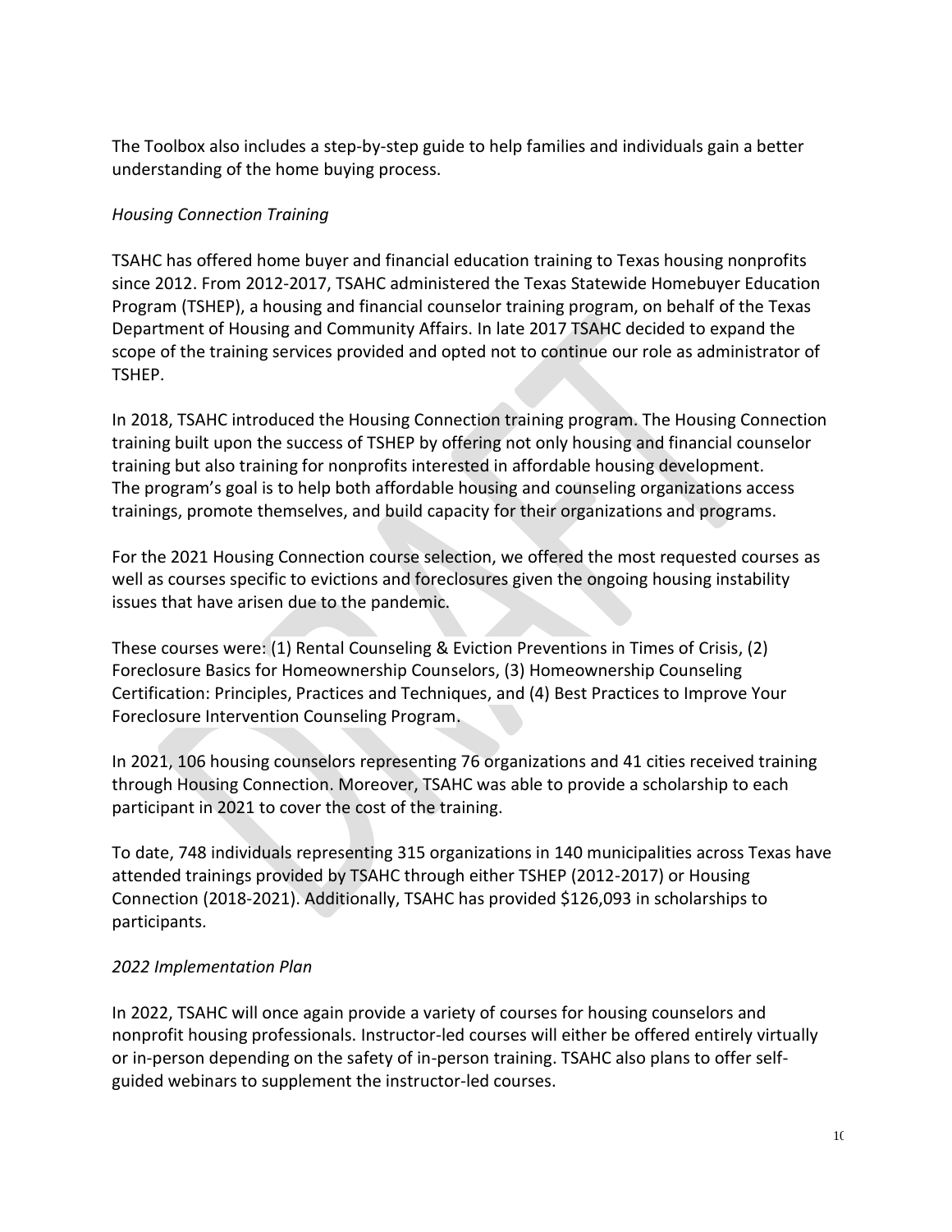The Toolbox also includes a step-by-step guide to help families and individuals gain a better understanding of the home buying process.

*Housing Connection Training*

TSAHC has offered home buyer and financial education training to Texas housing nonprofits since 2012. From 2012-2017, TSAHC administered the Texas Statewide Homebuyer Education Program (TSHEP), a housing and financial counselor training program, on behalf of the Texas Department of Housing and Community Affairs. In late 2017 TSAHC decided to expand the scope of the training services provided and opted not to continue our role as administrator of TSHEP.

In 2018, TSAHC introduced the Housing Connection training program. The Housing Connection training built upon the success of TSHEP by offering not only housing and financial counselor training but also training for nonprofits interested in affordable housing development. The program's goal is to help both affordable housing and counseling organizations access trainings, promote themselves, and build capacity for their organizations and programs.

For the 2021 Housing Connection course selection, we offered the most requested courses as well as courses specific to evictions and foreclosures given the ongoing housing instability issues that have arisen due to the pandemic.

These courses were: (1) Rental Counseling & Eviction Preventions in Times of Crisis, (2) Foreclosure Basics for Homeownership Counselors, (3) Homeownership Counseling Certification: Principles, Practices and Techniques, and (4) Best Practices to Improve Your Foreclosure Intervention Counseling Program.

In 2021, 106 housing counselors representing 76 organizations and 41 cities received training through Housing Connection. Moreover, TSAHC was able to provide a scholarship to each participant in 2021 to cover the cost of the training.

To date, 748 individuals representing 315 organizations in 140 municipalities across Texas have attended trainings provided by TSAHC through either TSHEP (2012-2017) or Housing Connection (2018-2021). Additionally, TSAHC has provided $126,093 in scholarships to participants.

*2022 Implementation Plan*

In 2022, TSAHC will once again provide a variety of courses for housing counselors and nonprofit housing professionals. Instructor-led courses will either be offered entirely virtually or in-person depending on the safety of in-person training. TSAHC also plans to offer self-guided webinars to supplement the instructor-led courses.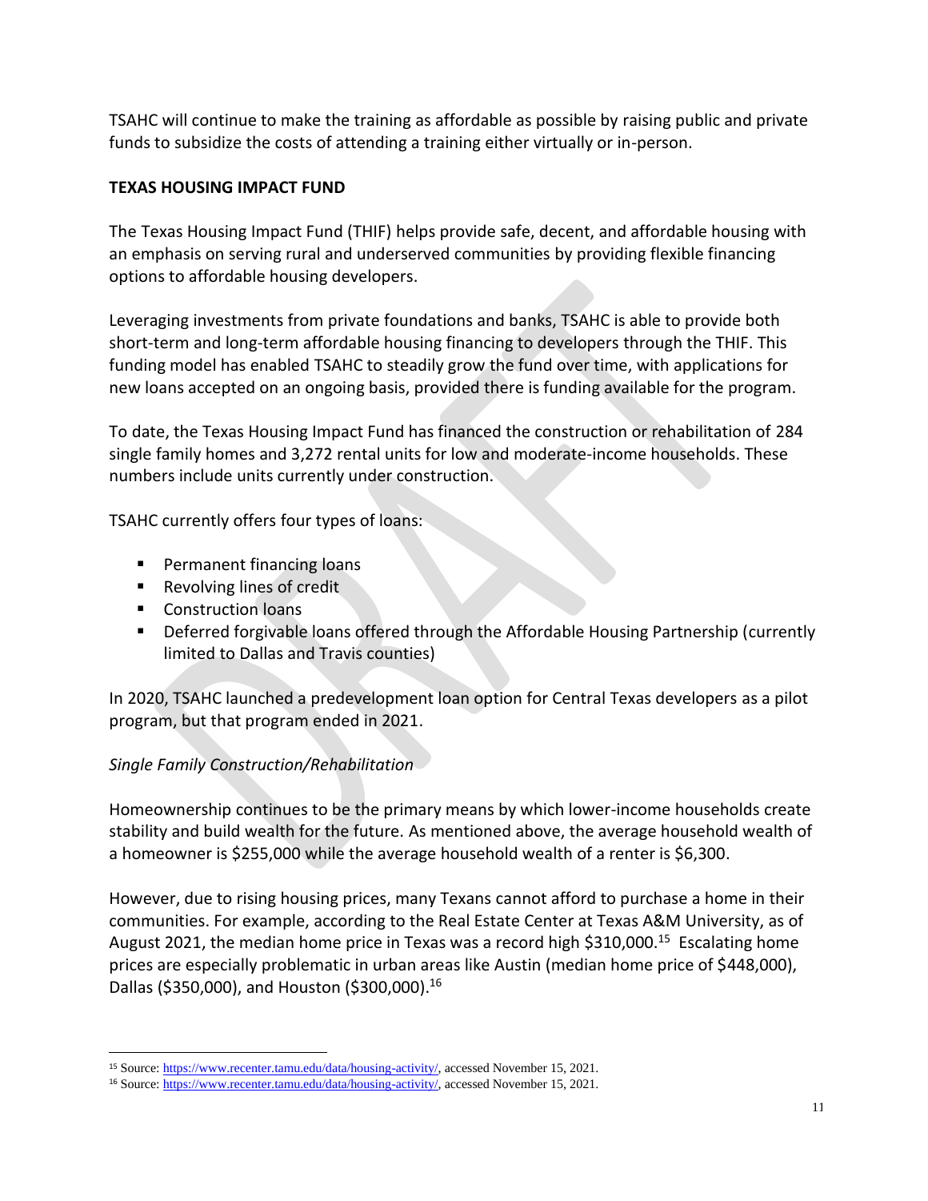TSAHC will continue to make the training as affordable as possible by raising public and private funds to subsidize the costs of attending a training either virtually or in-person.

## TEXAS HOUSING IMPACT FUND

The Texas Housing Impact Fund (THIF) helps provide safe, decent, and affordable housing with an emphasis on serving rural and underserved communities by providing flexible financing options to affordable housing developers.

Leveraging investments from private foundations and banks, TSAHC is able to provide both short-term and long-term affordable housing financing to developers through the THIF. This funding model has enabled TSAHC to steadily grow the fund over time, with applications for new loans accepted on an ongoing basis, provided there is funding available for the program.

To date, the Texas Housing Impact Fund has financed the construction or rehabilitation of 284 single family homes and 3,272 rental units for low and moderate-income households. These numbers include units currently under construction.

TSAHC currently offers four types of loans:

- Permanent financing loans
- Revolving lines of credit
- Construction loans
- Deferred forgivable loans offered through the Affordable Housing Partnership (currently limited to Dallas and Travis counties)

In 2020, TSAHC launched a predevelopment loan option for Central Texas developers as a pilot program, but that program ended in 2021.

### *Single Family Construction/Rehabilitation*

Homeownership continues to be the primary means by which lower-income households create stability and build wealth for the future. As mentioned above, the average household wealth of a homeowner is $255,000 while the average household wealth of a renter is $6,300.

However, due to rising housing prices, many Texans cannot afford to purchase a home in their communities. For example, according to the Real Estate Center at Texas A&M University, as of August 2021, the median home price in Texas was a record high $310,000.[15] Escalating home prices are especially problematic in urban areas like Austin (median home price of $448,000), Dallas ($350,000), and Houston ($300,000).[16]

---

[15] Source: https://www.recenter.tamu.edu/data/housing-activity/, accessed November 15, 2021.

[16] Source: https://www.recenter.tamu.edu/data/housing-activity/, accessed November 15, 2021.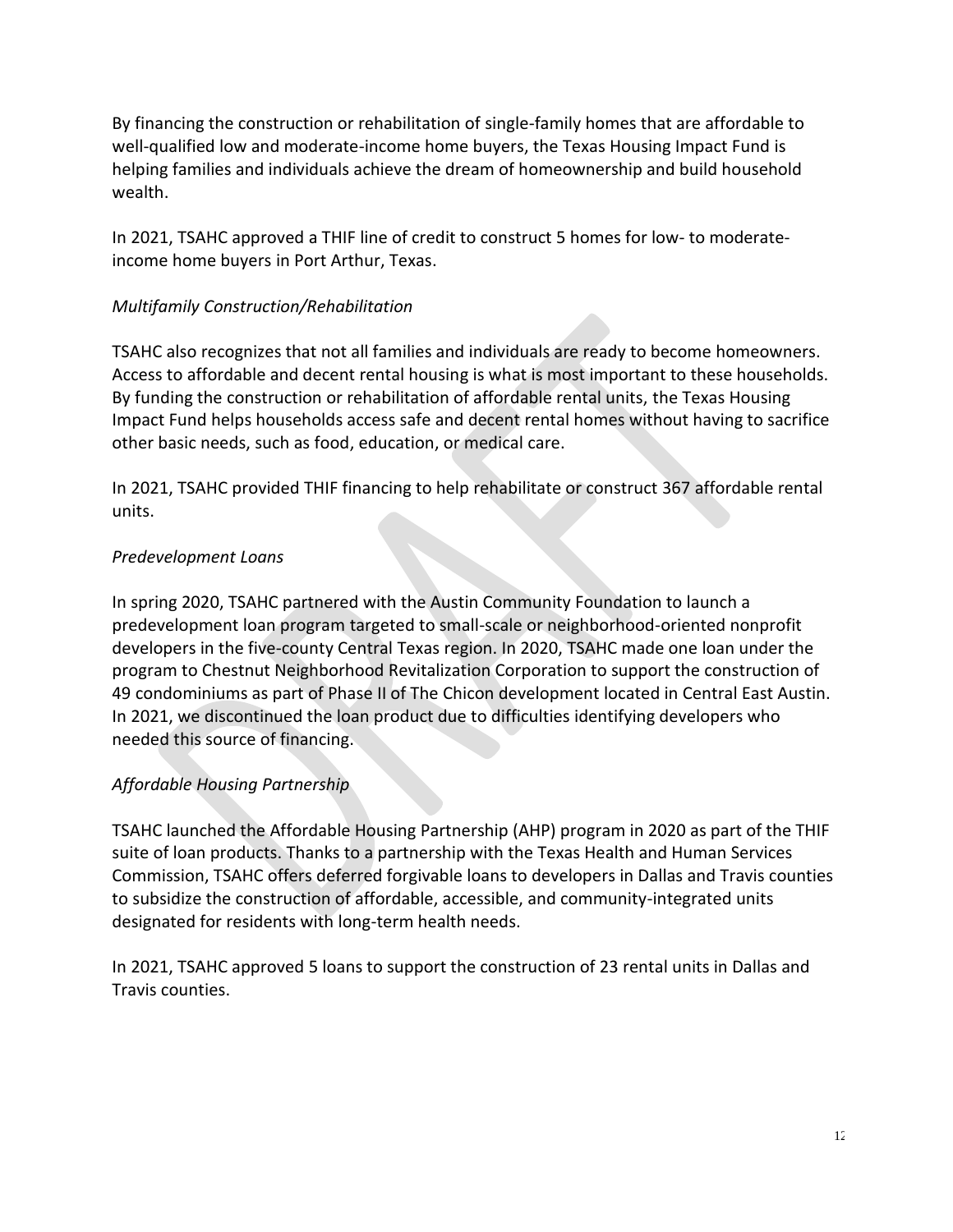By financing the construction or rehabilitation of single-family homes that are affordable to well-qualified low and moderate-income home buyers, the Texas Housing Impact Fund is helping families and individuals achieve the dream of homeownership and build household wealth.

In 2021, TSAHC approved a THIF line of credit to construct 5 homes for low- to moderate-income home buyers in Port Arthur, Texas.

*Multifamily Construction/Rehabilitation*

TSAHC also recognizes that not all families and individuals are ready to become homeowners. Access to affordable and decent rental housing is what is most important to these households. By funding the construction or rehabilitation of affordable rental units, the Texas Housing Impact Fund helps households access safe and decent rental homes without having to sacrifice other basic needs, such as food, education, or medical care.

In 2021, TSAHC provided THIF financing to help rehabilitate or construct 367 affordable rental units.

*Predevelopment Loans*

In spring 2020, TSAHC partnered with the Austin Community Foundation to launch a predevelopment loan program targeted to small-scale or neighborhood-oriented nonprofit developers in the five-county Central Texas region. In 2020, TSAHC made one loan under the program to Chestnut Neighborhood Revitalization Corporation to support the construction of 49 condominiums as part of Phase II of The Chicon development located in Central East Austin. In 2021, we discontinued the loan product due to difficulties identifying developers who needed this source of financing.

*Affordable Housing Partnership*

TSAHC launched the Affordable Housing Partnership (AHP) program in 2020 as part of the THIF suite of loan products. Thanks to a partnership with the Texas Health and Human Services Commission, TSAHC offers deferred forgivable loans to developers in Dallas and Travis counties to subsidize the construction of affordable, accessible, and community-integrated units designated for residents with long-term health needs.

In 2021, TSAHC approved 5 loans to support the construction of 23 rental units in Dallas and Travis counties.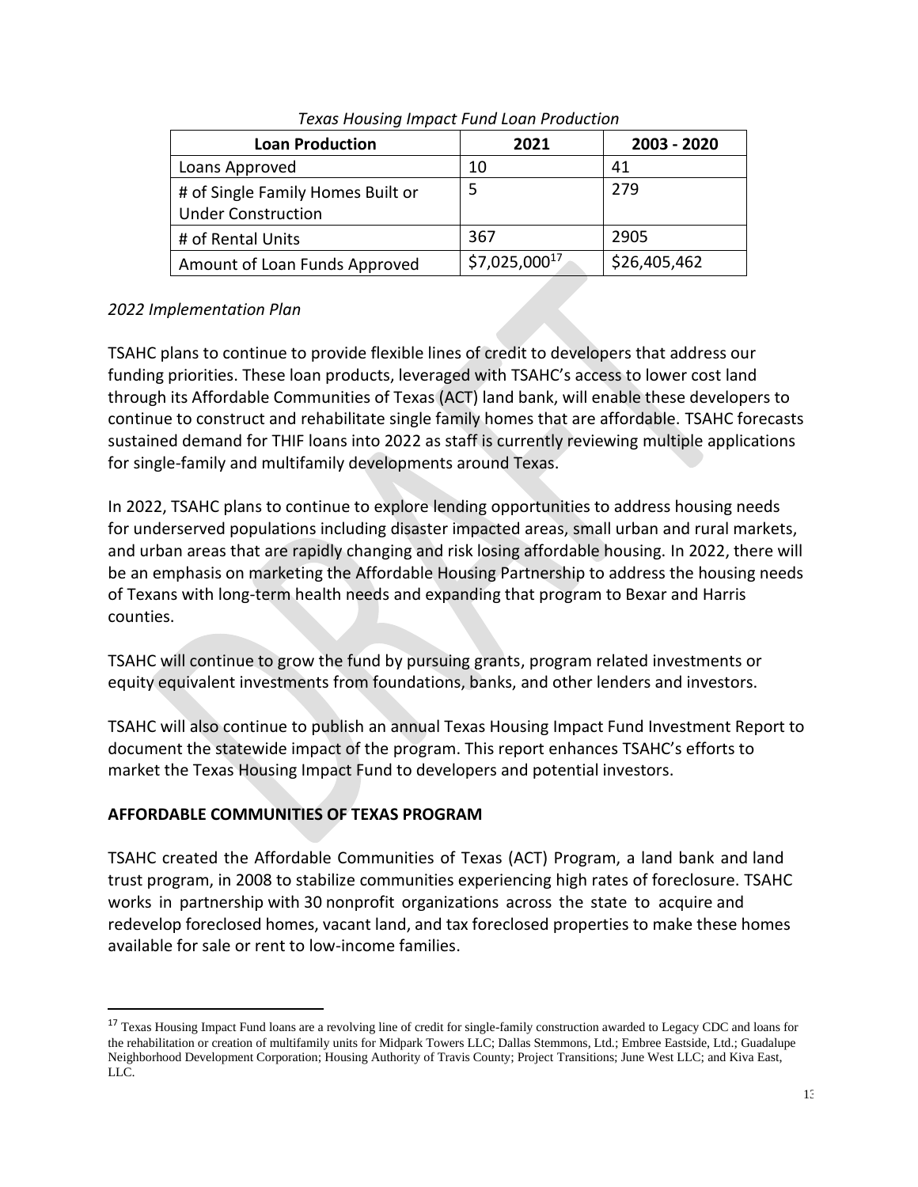*Texas Housing Impact Fund Loan Production*

| Loan Production | 2021 | 2003 - 2020 |
|---|---|---|
| Loans Approved | 10 | 41 |
| # of Single Family Homes Built or Under Construction | 5 | 279 |
| # of Rental Units | 367 | 2905 |
| Amount of Loan Funds Approved | $7,025,000[17] | $26,405,462 |

*2022 Implementation Plan*

TSAHC plans to continue to provide flexible lines of credit to developers that address our funding priorities. These loan products, leveraged with TSAHC's access to lower cost land through its Affordable Communities of Texas (ACT) land bank, will enable these developers to continue to construct and rehabilitate single family homes that are affordable. TSAHC forecasts sustained demand for THIF loans into 2022 as staff is currently reviewing multiple applications for single-family and multifamily developments around Texas.

In 2022, TSAHC plans to continue to explore lending opportunities to address housing needs for underserved populations including disaster impacted areas, small urban and rural markets, and urban areas that are rapidly changing and risk losing affordable housing. In 2022, there will be an emphasis on marketing the Affordable Housing Partnership to address the housing needs of Texans with long-term health needs and expanding that program to Bexar and Harris counties.

TSAHC will continue to grow the fund by pursuing grants, program related investments or equity equivalent investments from foundations, banks, and other lenders and investors.

TSAHC will also continue to publish an annual Texas Housing Impact Fund Investment Report to document the statewide impact of the program. This report enhances TSAHC's efforts to market the Texas Housing Impact Fund to developers and potential investors.

**AFFORDABLE COMMUNITIES OF TEXAS PROGRAM**

TSAHC created the Affordable Communities of Texas (ACT) Program, a land bank and land trust program, in 2008 to stabilize communities experiencing high rates of foreclosure. TSAHC works in partnership with 30 nonprofit organizations across the state to acquire and redevelop foreclosed homes, vacant land, and tax foreclosed properties to make these homes available for sale or rent to low-income families.

[17] Texas Housing Impact Fund loans are a revolving line of credit for single-family construction awarded to Legacy CDC and loans for the rehabilitation or creation of multifamily units for Midpark Towers LLC; Dallas Stemmons, Ltd.; Embree Eastside, Ltd.; Guadalupe Neighborhood Development Corporation; Housing Authority of Travis County; Project Transitions; June West LLC; and Kiva East, LLC.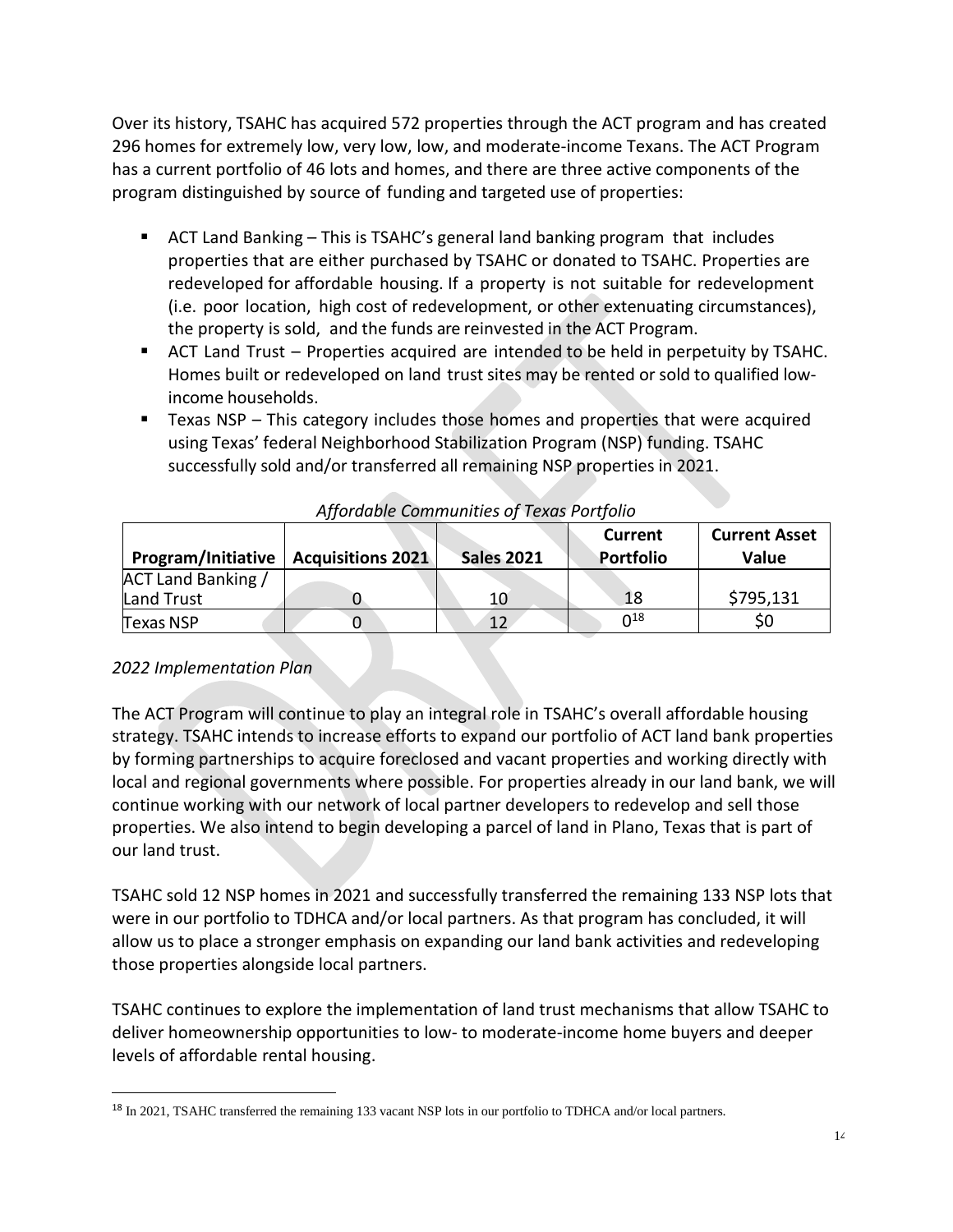Over its history, TSAHC has acquired 572 properties through the ACT program and has created 296 homes for extremely low, very low, low, and moderate-income Texans. The ACT Program has a current portfolio of 46 lots and homes, and there are three active components of the program distinguished by source of funding and targeted use of properties:

- ACT Land Banking – This is TSAHC's general land banking program that includes properties that are either purchased by TSAHC or donated to TSAHC. Properties are redeveloped for affordable housing. If a property is not suitable for redevelopment (i.e. poor location, high cost of redevelopment, or other extenuating circumstances), the property is sold, and the funds are reinvested in the ACT Program.
- ACT Land Trust – Properties acquired are intended to be held in perpetuity by TSAHC. Homes built or redeveloped on land trust sites may be rented or sold to qualified low-income households.
- Texas NSP – This category includes those homes and properties that were acquired using Texas' federal Neighborhood Stabilization Program (NSP) funding. TSAHC successfully sold and/or transferred all remaining NSP properties in 2021.

*Affordable Communities of Texas Portfolio*

| Program/Initiative | Acquisitions 2021 | Sales 2021 | Current Portfolio | Current Asset Value |
|---|---|---|---|---|
| ACT Land Banking / Land Trust | 0 | 10 | 18 | $795,131 |
| Texas NSP | 0 | 12 | 0[18] | $0 |

*2022 Implementation Plan*

The ACT Program will continue to play an integral role in TSAHC's overall affordable housing strategy. TSAHC intends to increase efforts to expand our portfolio of ACT land bank properties by forming partnerships to acquire foreclosed and vacant properties and working directly with local and regional governments where possible. For properties already in our land bank, we will continue working with our network of local partner developers to redevelop and sell those properties. We also intend to begin developing a parcel of land in Plano, Texas that is part of our land trust.

TSAHC sold 12 NSP homes in 2021 and successfully transferred the remaining 133 NSP lots that were in our portfolio to TDHCA and/or local partners. As that program has concluded, it will allow us to place a stronger emphasis on expanding our land bank activities and redeveloping those properties alongside local partners.

TSAHC continues to explore the implementation of land trust mechanisms that allow TSAHC to deliver homeownership opportunities to low- to moderate-income home buyers and deeper levels of affordable rental housing.

[18] In 2021, TSAHC transferred the remaining 133 vacant NSP lots in our portfolio to TDHCA and/or local partners.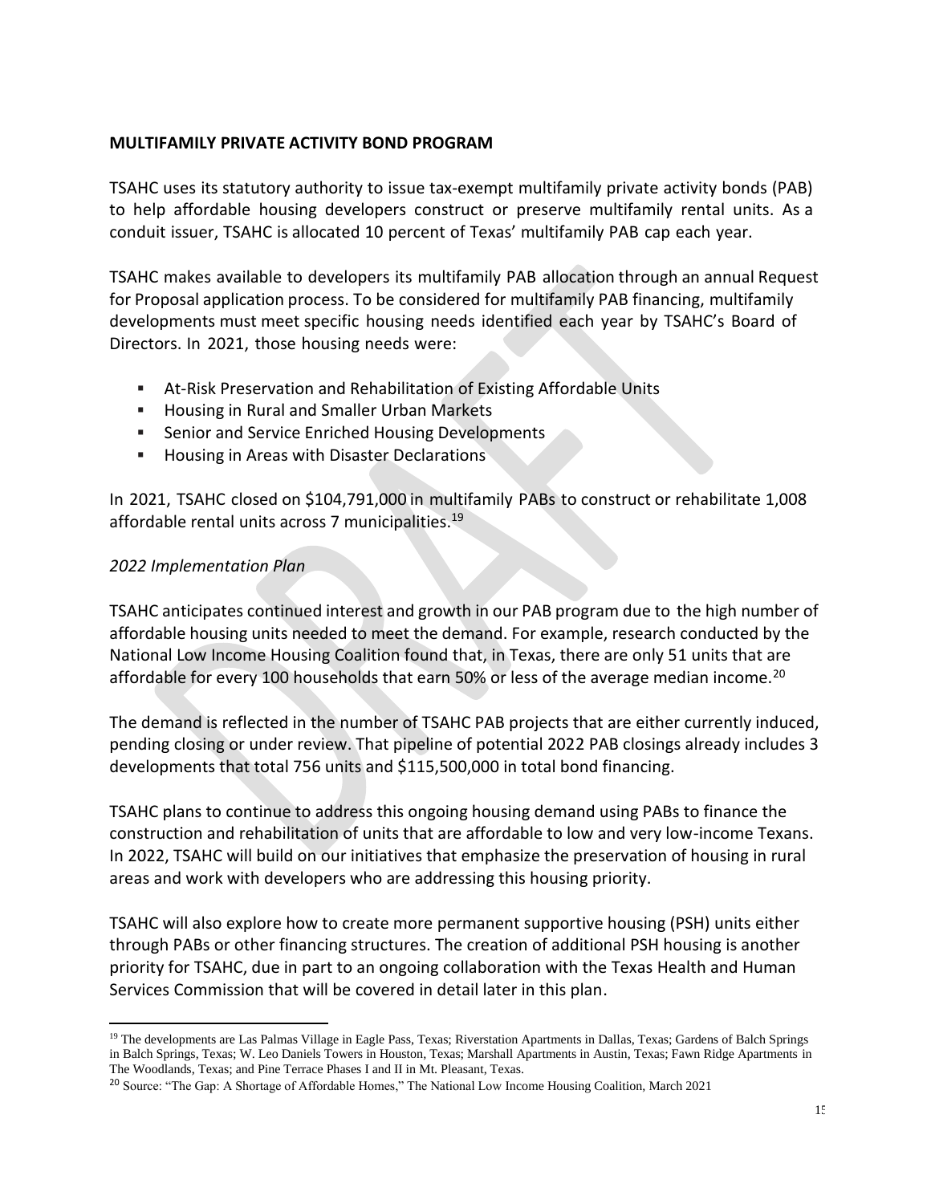**MULTIFAMILY PRIVATE ACTIVITY BOND PROGRAM**

TSAHC uses its statutory authority to issue tax-exempt multifamily private activity bonds (PAB) to help affordable housing developers construct or preserve multifamily rental units. As a conduit issuer, TSAHC is allocated 10 percent of Texas' multifamily PAB cap each year.

TSAHC makes available to developers its multifamily PAB allocation through an annual Request for Proposal application process. To be considered for multifamily PAB financing, multifamily developments must meet specific housing needs identified each year by TSAHC's Board of Directors. In 2021, those housing needs were:

- At-Risk Preservation and Rehabilitation of Existing Affordable Units
- Housing in Rural and Smaller Urban Markets
- Senior and Service Enriched Housing Developments
- Housing in Areas with Disaster Declarations

In 2021, TSAHC closed on $104,791,000 in multifamily PABs to construct or rehabilitate 1,008 affordable rental units across 7 municipalities.[19]

*2022 Implementation Plan*

TSAHC anticipates continued interest and growth in our PAB program due to the high number of affordable housing units needed to meet the demand. For example, research conducted by the National Low Income Housing Coalition found that, in Texas, there are only 51 units that are affordable for every 100 households that earn 50% or less of the average median income.[20]

The demand is reflected in the number of TSAHC PAB projects that are either currently induced, pending closing or under review. That pipeline of potential 2022 PAB closings already includes 3 developments that total 756 units and $115,500,000 in total bond financing.

TSAHC plans to continue to address this ongoing housing demand using PABs to finance the construction and rehabilitation of units that are affordable to low and very low-income Texans. In 2022, TSAHC will build on our initiatives that emphasize the preservation of housing in rural areas and work with developers who are addressing this housing priority.

TSAHC will also explore how to create more permanent supportive housing (PSH) units either through PABs or other financing structures. The creation of additional PSH housing is another priority for TSAHC, due in part to an ongoing collaboration with the Texas Health and Human Services Commission that will be covered in detail later in this plan.

---

[19] The developments are Las Palmas Village in Eagle Pass, Texas; Riverstation Apartments in Dallas, Texas; Gardens of Balch Springs in Balch Springs, Texas; W. Leo Daniels Towers in Houston, Texas; Marshall Apartments in Austin, Texas; Fawn Ridge Apartments in The Woodlands, Texas; and Pine Terrace Phases I and II in Mt. Pleasant, Texas.

[20] Source: "The Gap: A Shortage of Affordable Homes," The National Low Income Housing Coalition, March 2021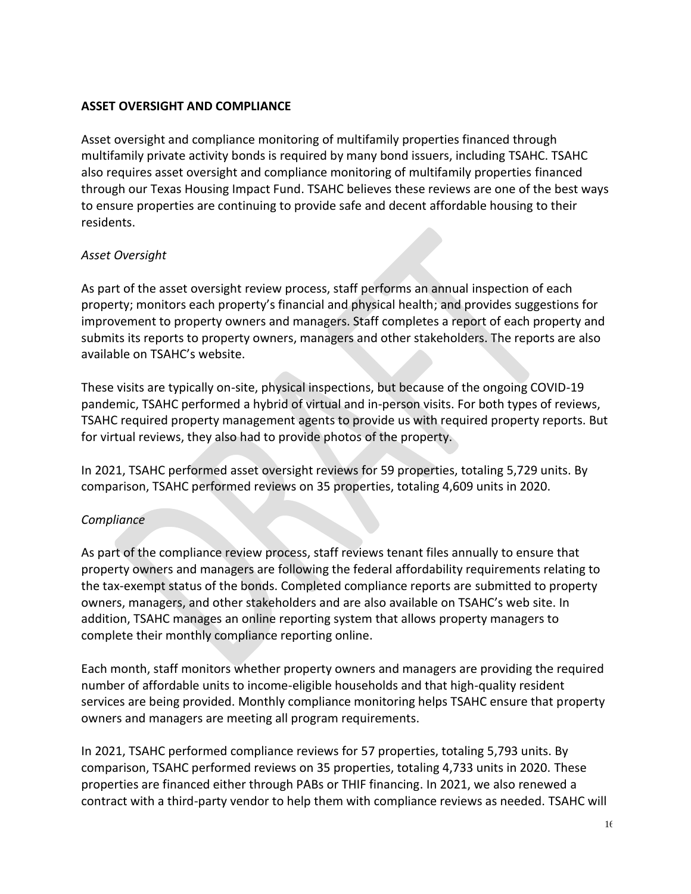**ASSET OVERSIGHT AND COMPLIANCE**

Asset oversight and compliance monitoring of multifamily properties financed through multifamily private activity bonds is required by many bond issuers, including TSAHC. TSAHC also requires asset oversight and compliance monitoring of multifamily properties financed through our Texas Housing Impact Fund. TSAHC believes these reviews are one of the best ways to ensure properties are continuing to provide safe and decent affordable housing to their residents.

*Asset Oversight*

As part of the asset oversight review process, staff performs an annual inspection of each property; monitors each property's financial and physical health; and provides suggestions for improvement to property owners and managers. Staff completes a report of each property and submits its reports to property owners, managers and other stakeholders. The reports are also available on TSAHC's website.

These visits are typically on-site, physical inspections, but because of the ongoing COVID-19 pandemic, TSAHC performed a hybrid of virtual and in-person visits. For both types of reviews, TSAHC required property management agents to provide us with required property reports. But for virtual reviews, they also had to provide photos of the property.

In 2021, TSAHC performed asset oversight reviews for 59 properties, totaling 5,729 units. By comparison, TSAHC performed reviews on 35 properties, totaling 4,609 units in 2020.

*Compliance*

As part of the compliance review process, staff reviews tenant files annually to ensure that property owners and managers are following the federal affordability requirements relating to the tax-exempt status of the bonds. Completed compliance reports are submitted to property owners, managers, and other stakeholders and are also available on TSAHC's web site. In addition, TSAHC manages an online reporting system that allows property managers to complete their monthly compliance reporting online.

Each month, staff monitors whether property owners and managers are providing the required number of affordable units to income-eligible households and that high-quality resident services are being provided. Monthly compliance monitoring helps TSAHC ensure that property owners and managers are meeting all program requirements.

In 2021, TSAHC performed compliance reviews for 57 properties, totaling 5,793 units. By comparison, TSAHC performed reviews on 35 properties, totaling 4,733 units in 2020. These properties are financed either through PABs or THIF financing. In 2021, we also renewed a contract with a third-party vendor to help them with compliance reviews as needed. TSAHC will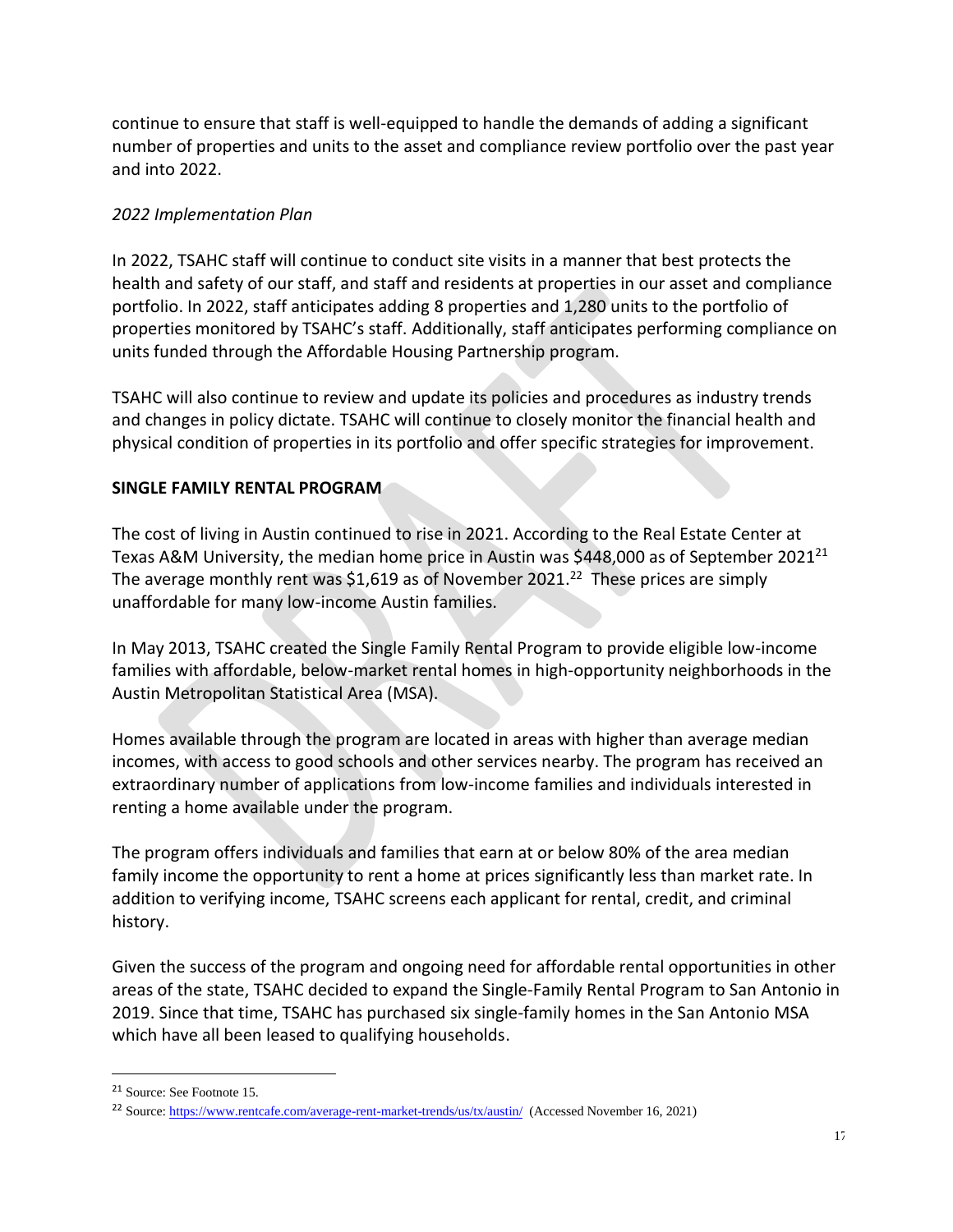continue to ensure that staff is well-equipped to handle the demands of adding a significant number of properties and units to the asset and compliance review portfolio over the past year and into 2022.

*2022 Implementation Plan*

In 2022, TSAHC staff will continue to conduct site visits in a manner that best protects the health and safety of our staff, and staff and residents at properties in our asset and compliance portfolio. In 2022, staff anticipates adding 8 properties and 1,280 units to the portfolio of properties monitored by TSAHC's staff. Additionally, staff anticipates performing compliance on units funded through the Affordable Housing Partnership program.

TSAHC will also continue to review and update its policies and procedures as industry trends and changes in policy dictate. TSAHC will continue to closely monitor the financial health and physical condition of properties in its portfolio and offer specific strategies for improvement.

**SINGLE FAMILY RENTAL PROGRAM**

The cost of living in Austin continued to rise in 2021. According to the Real Estate Center at Texas A&M University, the median home price in Austin was $448,000 as of September 2021[21] The average monthly rent was $1,619 as of November 2021.[22] These prices are simply unaffordable for many low-income Austin families.

In May 2013, TSAHC created the Single Family Rental Program to provide eligible low-income families with affordable, below-market rental homes in high-opportunity neighborhoods in the Austin Metropolitan Statistical Area (MSA).

Homes available through the program are located in areas with higher than average median incomes, with access to good schools and other services nearby. The program has received an extraordinary number of applications from low-income families and individuals interested in renting a home available under the program.

The program offers individuals and families that earn at or below 80% of the area median family income the opportunity to rent a home at prices significantly less than market rate. In addition to verifying income, TSAHC screens each applicant for rental, credit, and criminal history.

Given the success of the program and ongoing need for affordable rental opportunities in other areas of the state, TSAHC decided to expand the Single-Family Rental Program to San Antonio in 2019. Since that time, TSAHC has purchased six single-family homes in the San Antonio MSA which have all been leased to qualifying households.

---

[21] Source: See Footnote 15.

[22] Source: https://www.rentcafe.com/average-rent-market-trends/us/tx/austin/ (Accessed November 16, 2021)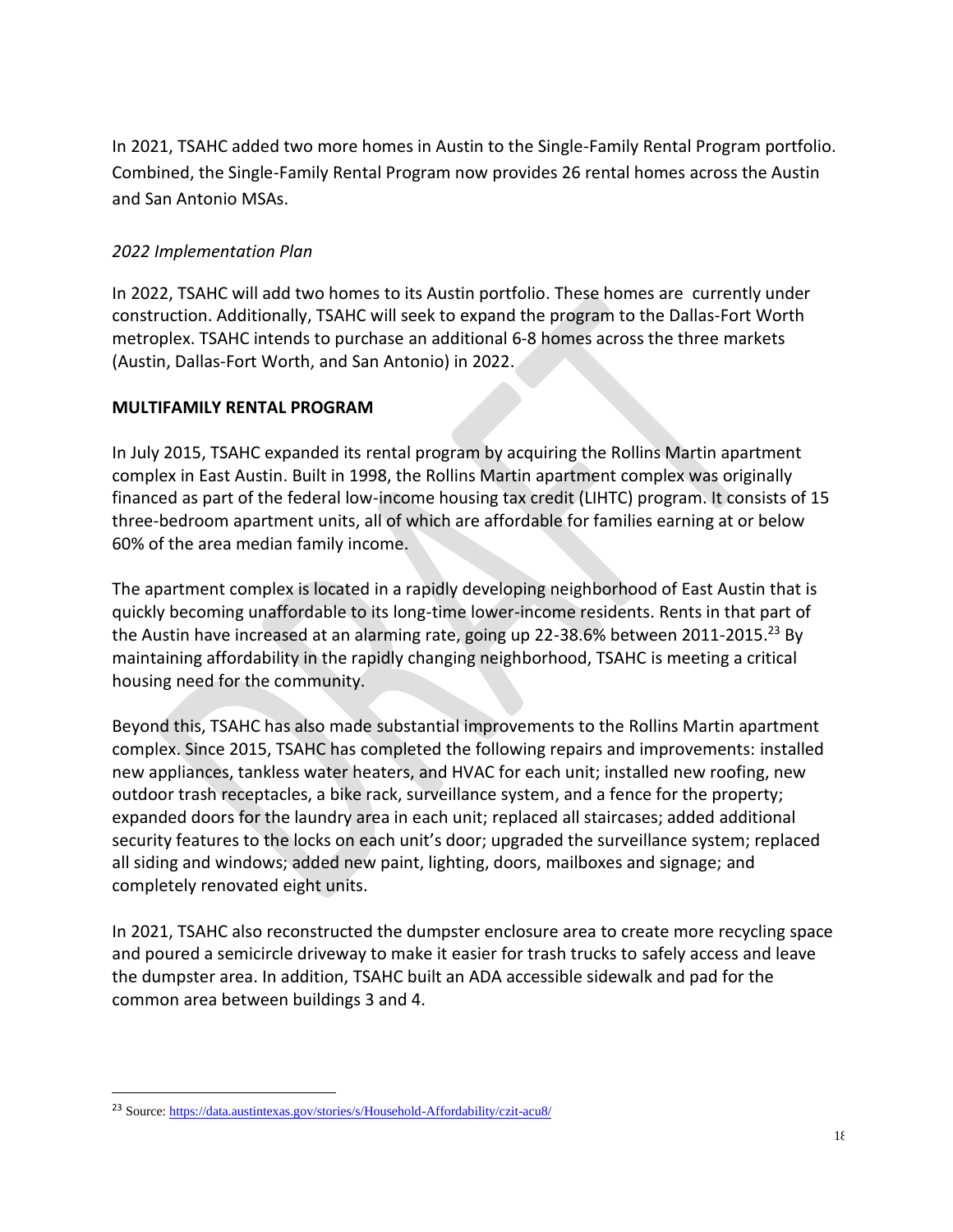In 2021, TSAHC added two more homes in Austin to the Single-Family Rental Program portfolio. Combined, the Single-Family Rental Program now provides 26 rental homes across the Austin and San Antonio MSAs.

*2022 Implementation Plan*

In 2022, TSAHC will add two homes to its Austin portfolio. These homes are currently under construction. Additionally, TSAHC will seek to expand the program to the Dallas-Fort Worth metroplex. TSAHC intends to purchase an additional 6-8 homes across the three markets (Austin, Dallas-Fort Worth, and San Antonio) in 2022.

**MULTIFAMILY RENTAL PROGRAM**

In July 2015, TSAHC expanded its rental program by acquiring the Rollins Martin apartment complex in East Austin. Built in 1998, the Rollins Martin apartment complex was originally financed as part of the federal low-income housing tax credit (LIHTC) program. It consists of 15 three-bedroom apartment units, all of which are affordable for families earning at or below 60% of the area median family income.

The apartment complex is located in a rapidly developing neighborhood of East Austin that is quickly becoming unaffordable to its long-time lower-income residents. Rents in that part of the Austin have increased at an alarming rate, going up 22-38.6% between 2011-2015.[23] By maintaining affordability in the rapidly changing neighborhood, TSAHC is meeting a critical housing need for the community.

Beyond this, TSAHC has also made substantial improvements to the Rollins Martin apartment complex. Since 2015, TSAHC has completed the following repairs and improvements: installed new appliances, tankless water heaters, and HVAC for each unit; installed new roofing, new outdoor trash receptacles, a bike rack, surveillance system, and a fence for the property; expanded doors for the laundry area in each unit; replaced all staircases; added additional security features to the locks on each unit's door; upgraded the surveillance system; replaced all siding and windows; added new paint, lighting, doors, mailboxes and signage; and completely renovated eight units.

In 2021, TSAHC also reconstructed the dumpster enclosure area to create more recycling space and poured a semicircle driveway to make it easier for trash trucks to safely access and leave the dumpster area. In addition, TSAHC built an ADA accessible sidewalk and pad for the common area between buildings 3 and 4.

---

[23] Source: https://data.austintexas.gov/stories/s/Household-Affordability/czit-acu8/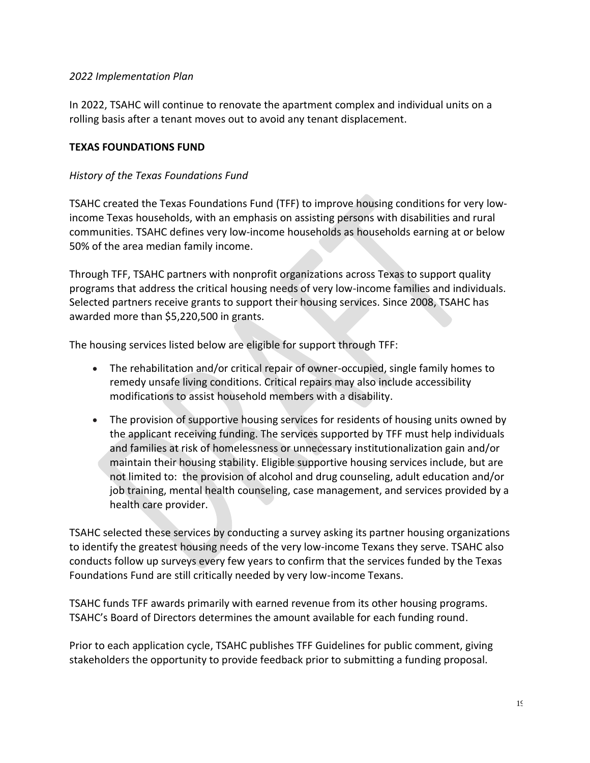*2022 Implementation Plan*

In 2022, TSAHC will continue to renovate the apartment complex and individual units on a rolling basis after a tenant moves out to avoid any tenant displacement.

**TEXAS FOUNDATIONS FUND**

*History of the Texas Foundations Fund*

TSAHC created the Texas Foundations Fund (TFF) to improve housing conditions for very low-income Texas households, with an emphasis on assisting persons with disabilities and rural communities. TSAHC defines very low-income households as households earning at or below 50% of the area median family income.

Through TFF, TSAHC partners with nonprofit organizations across Texas to support quality programs that address the critical housing needs of very low-income families and individuals. Selected partners receive grants to support their housing services. Since 2008, TSAHC has awarded more than $5,220,500 in grants.

The housing services listed below are eligible for support through TFF:

- The rehabilitation and/or critical repair of owner-occupied, single family homes to remedy unsafe living conditions. Critical repairs may also include accessibility modifications to assist household members with a disability.
- The provision of supportive housing services for residents of housing units owned by the applicant receiving funding. The services supported by TFF must help individuals and families at risk of homelessness or unnecessary institutionalization gain and/or maintain their housing stability. Eligible supportive housing services include, but are not limited to: the provision of alcohol and drug counseling, adult education and/or job training, mental health counseling, case management, and services provided by a health care provider.

TSAHC selected these services by conducting a survey asking its partner housing organizations to identify the greatest housing needs of the very low-income Texans they serve. TSAHC also conducts follow up surveys every few years to confirm that the services funded by the Texas Foundations Fund are still critically needed by very low-income Texans.

TSAHC funds TFF awards primarily with earned revenue from its other housing programs. TSAHC's Board of Directors determines the amount available for each funding round.

Prior to each application cycle, TSAHC publishes TFF Guidelines for public comment, giving stakeholders the opportunity to provide feedback prior to submitting a funding proposal.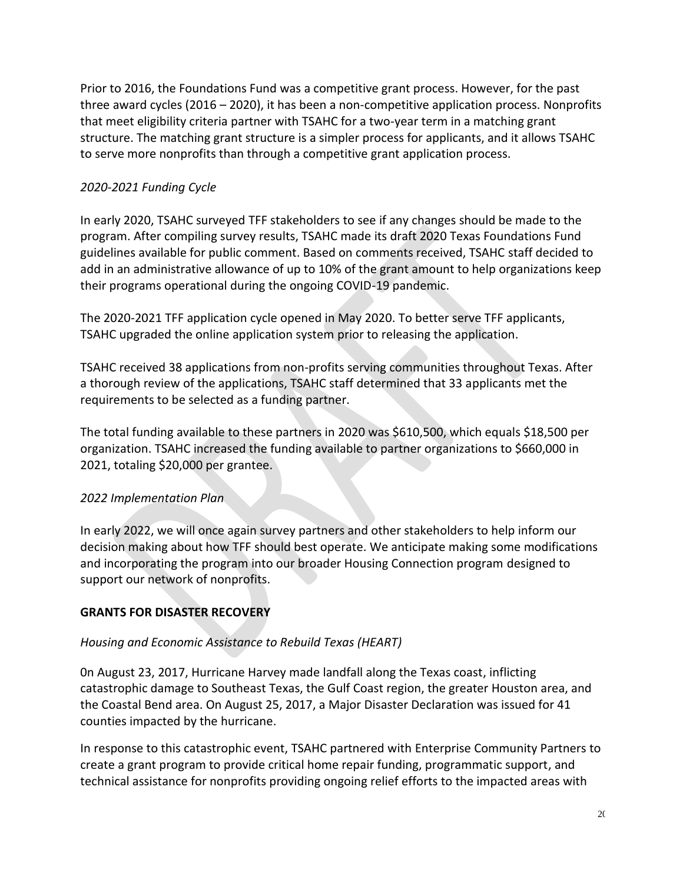Prior to 2016, the Foundations Fund was a competitive grant process. However, for the past three award cycles (2016 – 2020), it has been a non-competitive application process. Nonprofits that meet eligibility criteria partner with TSAHC for a two-year term in a matching grant structure. The matching grant structure is a simpler process for applicants, and it allows TSAHC to serve more nonprofits than through a competitive grant application process.

*2020-2021 Funding Cycle*

In early 2020, TSAHC surveyed TFF stakeholders to see if any changes should be made to the program. After compiling survey results, TSAHC made its draft 2020 Texas Foundations Fund guidelines available for public comment. Based on comments received, TSAHC staff decided to add in an administrative allowance of up to 10% of the grant amount to help organizations keep their programs operational during the ongoing COVID-19 pandemic.

The 2020-2021 TFF application cycle opened in May 2020. To better serve TFF applicants, TSAHC upgraded the online application system prior to releasing the application.

TSAHC received 38 applications from non-profits serving communities throughout Texas. After a thorough review of the applications, TSAHC staff determined that 33 applicants met the requirements to be selected as a funding partner.

The total funding available to these partners in 2020 was $610,500, which equals $18,500 per organization. TSAHC increased the funding available to partner organizations to $660,000 in 2021, totaling $20,000 per grantee.

*2022 Implementation Plan*

In early 2022, we will once again survey partners and other stakeholders to help inform our decision making about how TFF should best operate. We anticipate making some modifications and incorporating the program into our broader Housing Connection program designed to support our network of nonprofits.

**GRANTS FOR DISASTER RECOVERY**

*Housing and Economic Assistance to Rebuild Texas (HEART)*

0n August 23, 2017, Hurricane Harvey made landfall along the Texas coast, inflicting catastrophic damage to Southeast Texas, the Gulf Coast region, the greater Houston area, and the Coastal Bend area. On August 25, 2017, a Major Disaster Declaration was issued for 41 counties impacted by the hurricane.

In response to this catastrophic event, TSAHC partnered with Enterprise Community Partners to create a grant program to provide critical home repair funding, programmatic support, and technical assistance for nonprofits providing ongoing relief efforts to the impacted areas with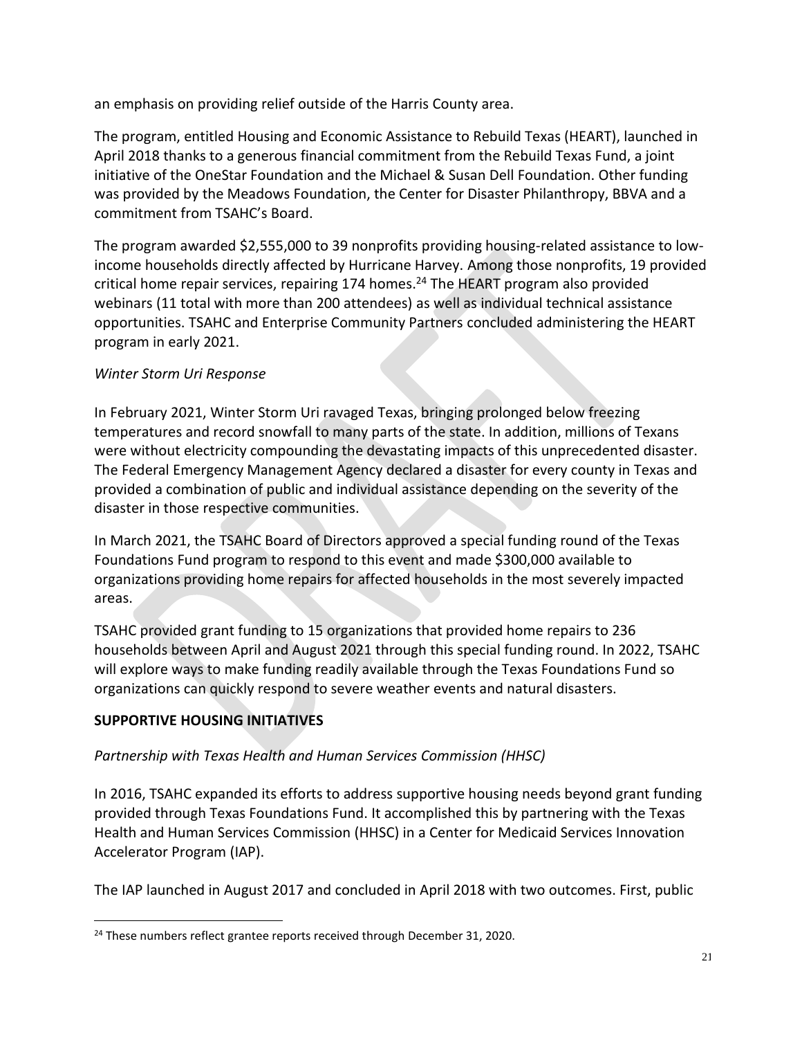an emphasis on providing relief outside of the Harris County area.

The program, entitled Housing and Economic Assistance to Rebuild Texas (HEART), launched in April 2018 thanks to a generous financial commitment from the Rebuild Texas Fund, a joint initiative of the OneStar Foundation and the Michael & Susan Dell Foundation. Other funding was provided by the Meadows Foundation, the Center for Disaster Philanthropy, BBVA and a commitment from TSAHC's Board.

The program awarded $2,555,000 to 39 nonprofits providing housing-related assistance to low-income households directly affected by Hurricane Harvey. Among those nonprofits, 19 provided critical home repair services, repairing 174 homes.[24] The HEART program also provided webinars (11 total with more than 200 attendees) as well as individual technical assistance opportunities. TSAHC and Enterprise Community Partners concluded administering the HEART program in early 2021.

*Winter Storm Uri Response*

In February 2021, Winter Storm Uri ravaged Texas, bringing prolonged below freezing temperatures and record snowfall to many parts of the state. In addition, millions of Texans were without electricity compounding the devastating impacts of this unprecedented disaster. The Federal Emergency Management Agency declared a disaster for every county in Texas and provided a combination of public and individual assistance depending on the severity of the disaster in those respective communities.

In March 2021, the TSAHC Board of Directors approved a special funding round of the Texas Foundations Fund program to respond to this event and made $300,000 available to organizations providing home repairs for affected households in the most severely impacted areas.

TSAHC provided grant funding to 15 organizations that provided home repairs to 236 households between April and August 2021 through this special funding round. In 2022, TSAHC will explore ways to make funding readily available through the Texas Foundations Fund so organizations can quickly respond to severe weather events and natural disasters.

## SUPPORTIVE HOUSING INITIATIVES

*Partnership with Texas Health and Human Services Commission (HHSC)*

In 2016, TSAHC expanded its efforts to address supportive housing needs beyond grant funding provided through Texas Foundations Fund. It accomplished this by partnering with the Texas Health and Human Services Commission (HHSC) in a Center for Medicaid Services Innovation Accelerator Program (IAP).

The IAP launched in August 2017 and concluded in April 2018 with two outcomes. First, public

---

[24] These numbers reflect grantee reports received through December 31, 2020.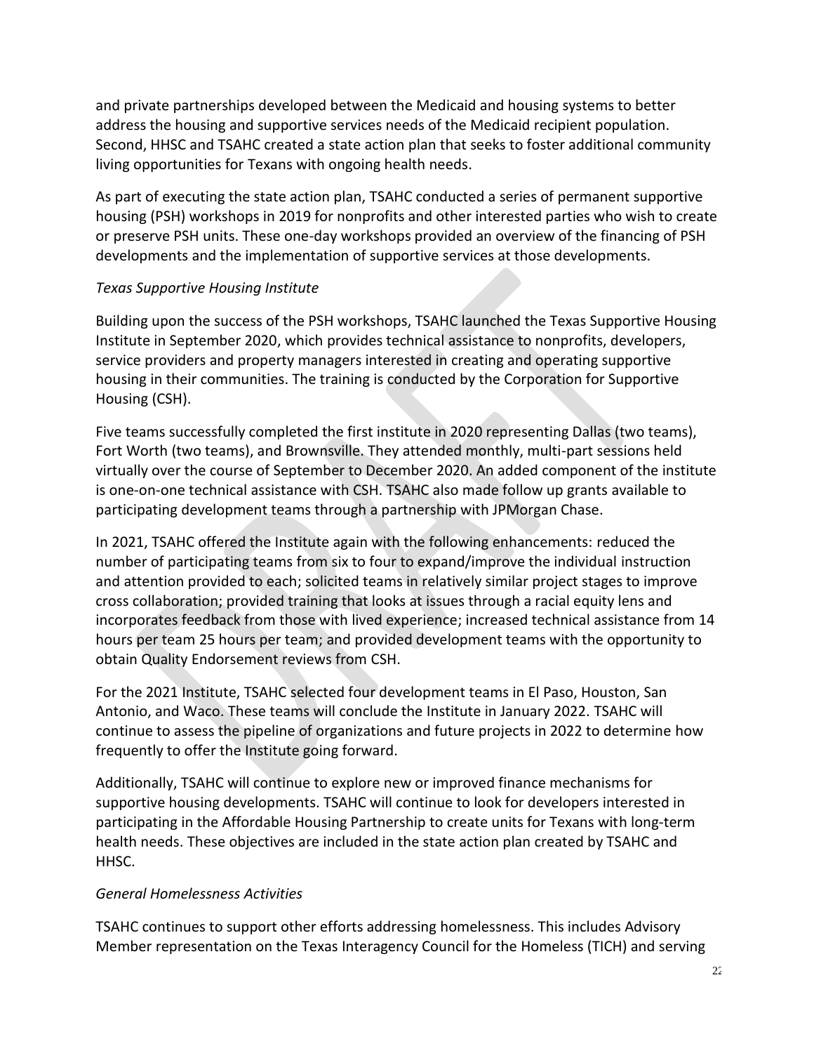and private partnerships developed between the Medicaid and housing systems to better address the housing and supportive services needs of the Medicaid recipient population. Second, HHSC and TSAHC created a state action plan that seeks to foster additional community living opportunities for Texans with ongoing health needs.

As part of executing the state action plan, TSAHC conducted a series of permanent supportive housing (PSH) workshops in 2019 for nonprofits and other interested parties who wish to create or preserve PSH units. These one-day workshops provided an overview of the financing of PSH developments and the implementation of supportive services at those developments.

*Texas Supportive Housing Institute*

Building upon the success of the PSH workshops, TSAHC launched the Texas Supportive Housing Institute in September 2020, which provides technical assistance to nonprofits, developers, service providers and property managers interested in creating and operating supportive housing in their communities. The training is conducted by the Corporation for Supportive Housing (CSH).

Five teams successfully completed the first institute in 2020 representing Dallas (two teams), Fort Worth (two teams), and Brownsville. They attended monthly, multi-part sessions held virtually over the course of September to December 2020. An added component of the institute is one-on-one technical assistance with CSH. TSAHC also made follow up grants available to participating development teams through a partnership with JPMorgan Chase.

In 2021, TSAHC offered the Institute again with the following enhancements: reduced the number of participating teams from six to four to expand/improve the individual instruction and attention provided to each; solicited teams in relatively similar project stages to improve cross collaboration; provided training that looks at issues through a racial equity lens and incorporates feedback from those with lived experience; increased technical assistance from 14 hours per team 25 hours per team; and provided development teams with the opportunity to obtain Quality Endorsement reviews from CSH.

For the 2021 Institute, TSAHC selected four development teams in El Paso, Houston, San Antonio, and Waco. These teams will conclude the Institute in January 2022. TSAHC will continue to assess the pipeline of organizations and future projects in 2022 to determine how frequently to offer the Institute going forward.

Additionally, TSAHC will continue to explore new or improved finance mechanisms for supportive housing developments. TSAHC will continue to look for developers interested in participating in the Affordable Housing Partnership to create units for Texans with long-term health needs. These objectives are included in the state action plan created by TSAHC and HHSC.

*General Homelessness Activities*

TSAHC continues to support other efforts addressing homelessness. This includes Advisory Member representation on the Texas Interagency Council for the Homeless (TICH) and serving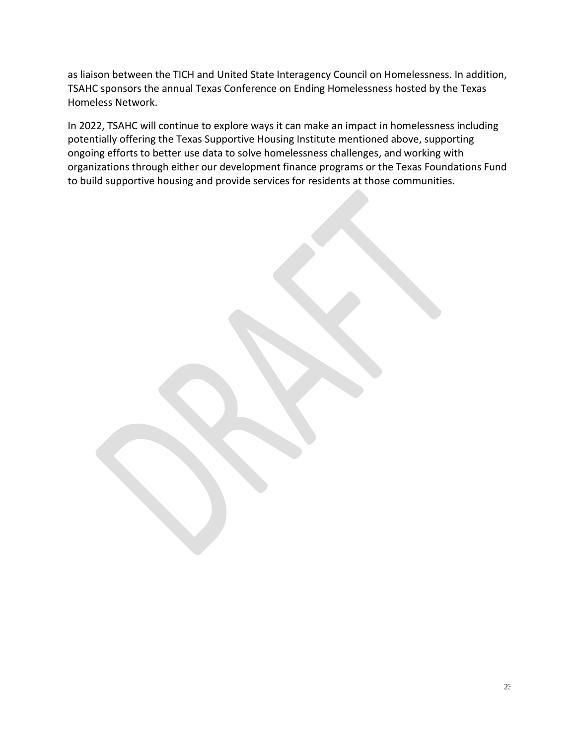as liaison between the TICH and United State Interagency Council on Homelessness. In addition, TSAHC sponsors the annual Texas Conference on Ending Homelessness hosted by the Texas Homeless Network.

In 2022, TSAHC will continue to explore ways it can make an impact in homelessness including potentially offering the Texas Supportive Housing Institute mentioned above, supporting ongoing efforts to better use data to solve homelessness challenges, and working with organizations through either our development finance programs or the Texas Foundations Fund to build supportive housing and provide services for residents at those communities.